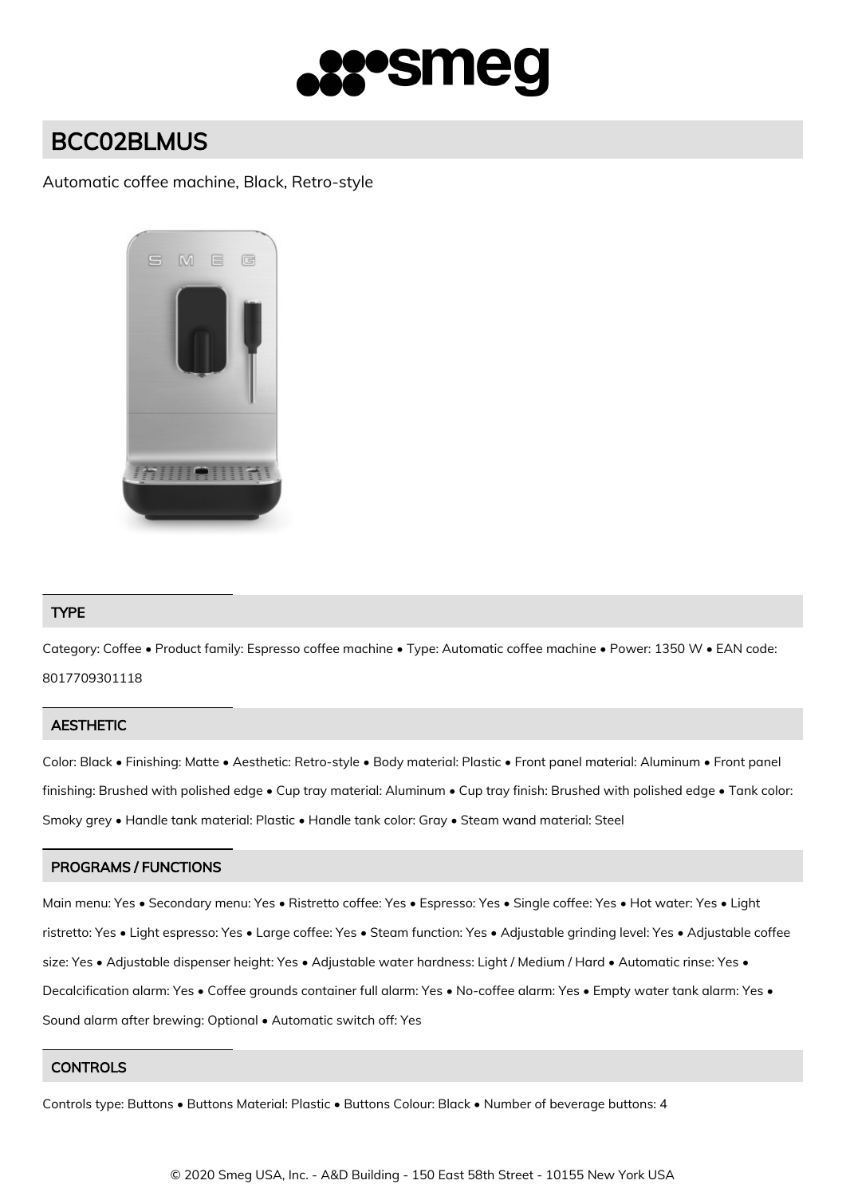# BCC02BLMUS

Automatic coffee machine, Black, Retro-style

## TYPE

Category: Coffee • Product family: Espresso coffee machine • Type: Automatic coffee machine • Power: 1350 W • EAN code: 8017709301118

## AESTHETIC

Color: Black • Finishing: Matte • Aesthetic: Retro-style • Body material: Plastic • Front panel material: Aluminum • Front panel finishing: Brushed with polished edge • Cup tray material: Aluminum • Cup tray finish: Brushed with polished edge • Tank color: Smoky grey • Handle tank material: Plastic • Handle tank color: Gray • Steam wand material: Steel

## PROGRAMS / FUNCTIONS

Main menu: Yes • Secondary menu: Yes • Ristretto coffee: Yes • Espresso: Yes • Single coffee: Yes • Hot water: Yes • Light ristretto: Yes • Light espresso: Yes • Large coffee: Yes • Steam function: Yes • Adjustable grinding level: Yes • Adjustable coffee size: Yes • Adjustable dispenser height: Yes • Adjustable water hardness: Light / Medium / Hard • Automatic rinse: Yes • Decalcification alarm: Yes • Coffee grounds container full alarm: Yes • No-coffee alarm: Yes • Empty water tank alarm: Yes • Sound alarm after brewing: Optional • Automatic switch off: Yes

## CONTROLS

Controls type: Buttons • Buttons Material: Plastic • Buttons Colour: Black • Number of beverage buttons: 4

© 2020 Smeg USA, Inc. - A&D Building - 150 East 58th Street - 10155 New York USA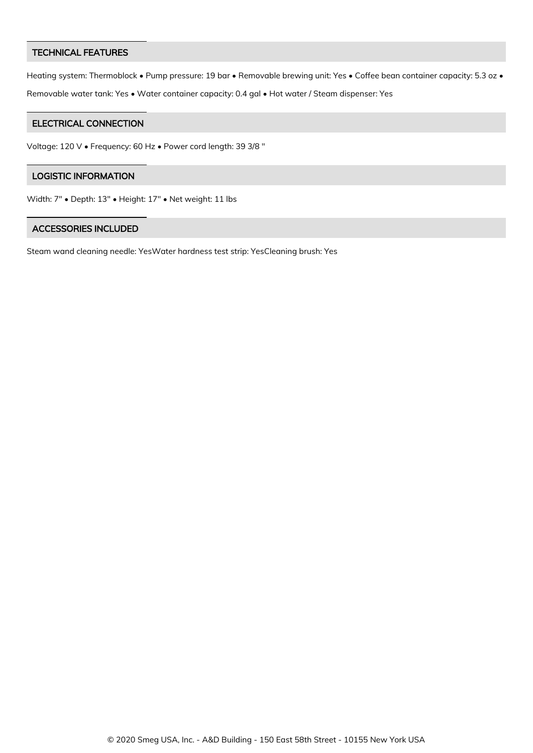## TECHNICAL FEATURES

Heating system: Thermoblock • Pump pressure: 19 bar • Removable brewing unit: Yes • Coffee bean container capacity: 5.3 oz • Removable water tank: Yes • Water container capacity: 0.4 gal • Hot water / Steam dispenser: Yes

## ELECTRICAL CONNECTION

Voltage: 120 V • Frequency: 60 Hz • Power cord length: 39 3/8 "

## LOGISTIC INFORMATION

Width: 7" • Depth: 13" • Height: 17" • Net weight: 11 lbs

## ACCESSORIES INCLUDED

Steam wand cleaning needle: YesWater hardness test strip: YesCleaning brush: Yes

© 2020 Smeg USA, Inc. - A&D Building - 150 East 58th Street - 10155 New York USA